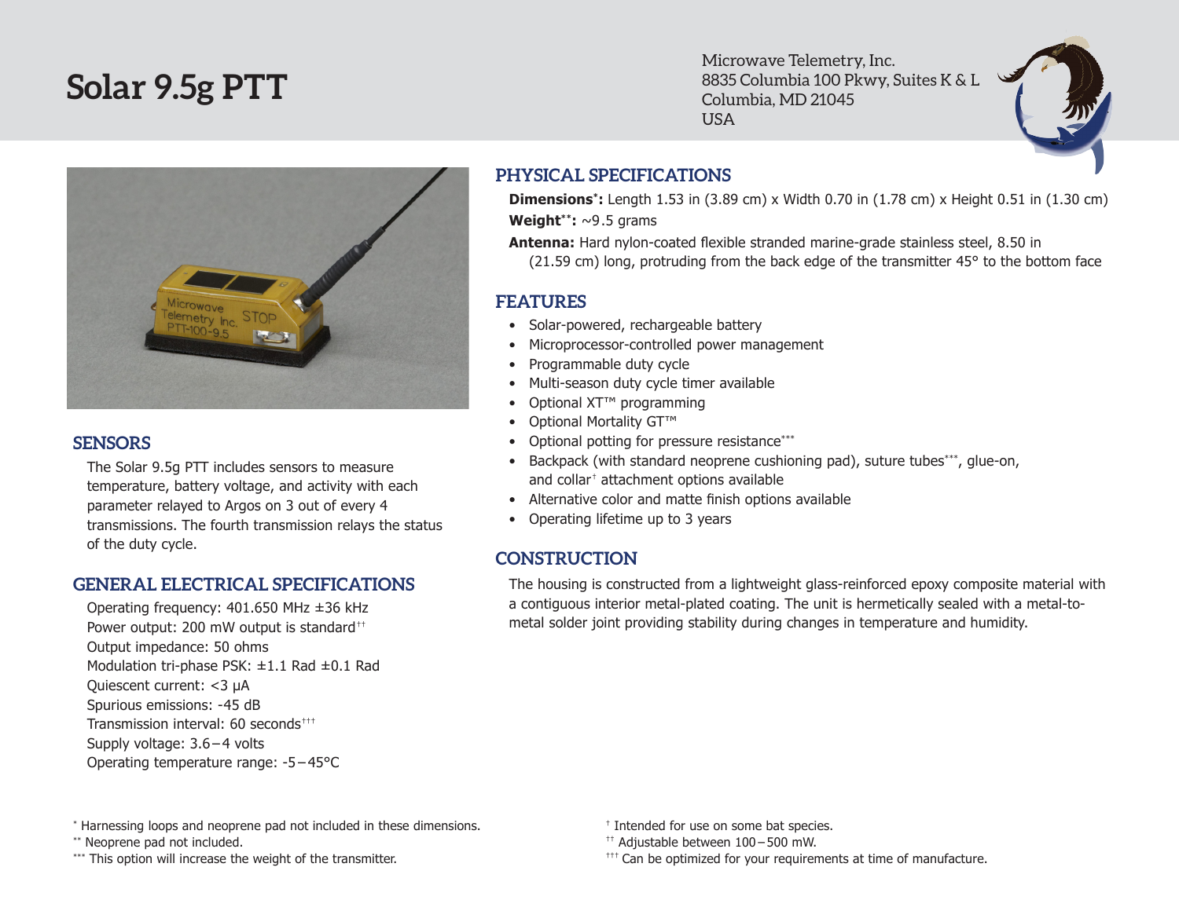# Solar 9.5g PTT

Microwave Telemetry, Inc.
8835 Columbia 100 Pkwy, Suites K & L
Columbia, MD 21045
USA

## SENSORS

The Solar 9.5g PTT includes sensors to measure temperature, battery voltage, and activity with each parameter relayed to Argos on 3 out of every 4 transmissions. The fourth transmission relays the status of the duty cycle.

## GENERAL ELECTRICAL SPECIFICATIONS

Operating frequency: 401.650 MHz ±36 kHz
Power output: 200 mW output is standard††
Output impedance: 50 ohms
Modulation tri-phase PSK: ±1.1 Rad ±0.1 Rad
Quiescent current: <3 μA
Spurious emissions: -45 dB
Transmission interval: 60 seconds†††
Supply voltage: 3.6 – 4 volts
Operating temperature range: -5 – 45°C

## PHYSICAL SPECIFICATIONS

**Dimensions*:** Length 1.53 in (3.89 cm) x Width 0.70 in (1.78 cm) x Height 0.51 in (1.30 cm)

**Weight**:** ~9.5 grams

**Antenna:** Hard nylon-coated flexible stranded marine-grade stainless steel, 8.50 in (21.59 cm) long, protruding from the back edge of the transmitter 45° to the bottom face

## FEATURES

- Solar-powered, rechargeable battery
- Microprocessor-controlled power management
- Programmable duty cycle
- Multi-season duty cycle timer available
- Optional XT™ programming
- Optional Mortality GT™
- Optional potting for pressure resistance***
- Backpack (with standard neoprene cushioning pad), suture tubes***, glue-on, and collar† attachment options available
- Alternative color and matte finish options available
- Operating lifetime up to 3 years

## CONSTRUCTION

The housing is constructed from a lightweight glass-reinforced epoxy composite material with a contiguous interior metal-plated coating. The unit is hermetically sealed with a metal-to-metal solder joint providing stability during changes in temperature and humidity.

---

* Harnessing loops and neoprene pad not included in these dimensions.
** Neoprene pad not included.
*** This option will increase the weight of the transmitter.
† Intended for use on some bat species.
†† Adjustable between 100 – 500 mW.
††† Can be optimized for your requirements at time of manufacture.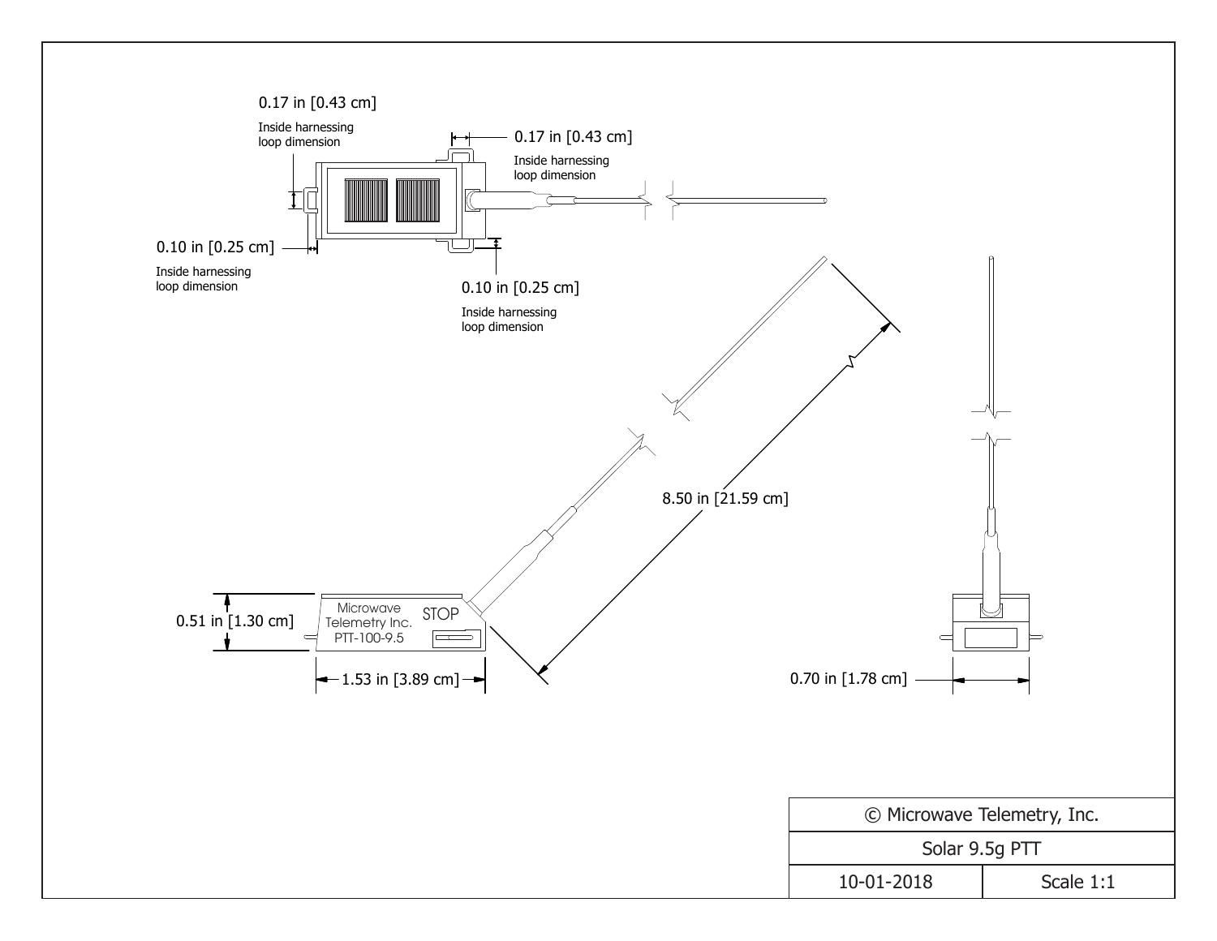0.17 in [0.43 cm]

Inside harnessing loop dimension

0.17 in [0.43 cm]

Inside harnessing loop dimension

0.10 in [0.25 cm]

Inside harnessing loop dimension

0.10 in [0.25 cm]

Inside harnessing loop dimension

8.50 in [21.59 cm]

0.51 in [1.30 cm]

Microwave Telemetry Inc. PTT-100-9.5

STOP

1.53 in [3.89 cm]

0.70 in [1.78 cm]

| | |
|---|---|
| © Microwave Telemetry, Inc. | |
| Solar 9.5g PTT | |
| 10-01-2018 | Scale 1:1 |